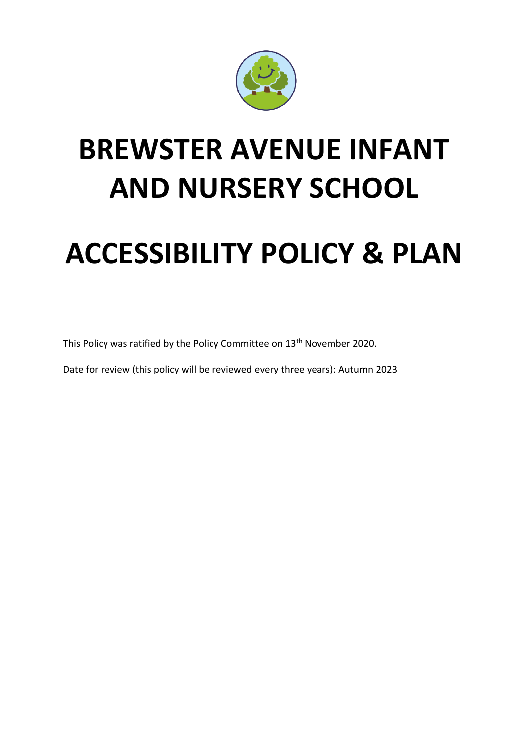# BREWSTER AVENUE INFANT AND NURSERY SCHOOL

# ACCESSIBILITY POLICY & PLAN

This Policy was ratified by the Policy Committee on 13th November 2020.

Date for review (this policy will be reviewed every three years): Autumn 2023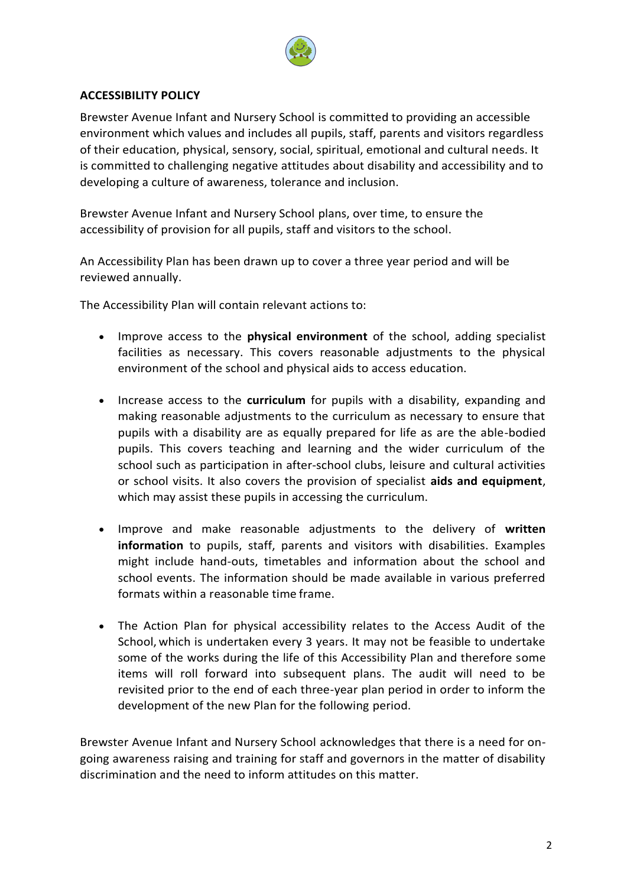## ACCESSIBILITY POLICY

Brewster Avenue Infant and Nursery School is committed to providing an accessible environment which values and includes all pupils, staff, parents and visitors regardless of their education, physical, sensory, social, spiritual, emotional and cultural needs. It is committed to challenging negative attitudes about disability and accessibility and to developing a culture of awareness, tolerance and inclusion.

Brewster Avenue Infant and Nursery School plans, over time, to ensure the accessibility of provision for all pupils, staff and visitors to the school.

An Accessibility Plan has been drawn up to cover a three year period and will be reviewed annually.

The Accessibility Plan will contain relevant actions to:

- Improve access to the **physical environment** of the school, adding specialist facilities as necessary. This covers reasonable adjustments to the physical environment of the school and physical aids to access education.

- Increase access to the **curriculum** for pupils with a disability, expanding and making reasonable adjustments to the curriculum as necessary to ensure that pupils with a disability are as equally prepared for life as are the able-bodied pupils. This covers teaching and learning and the wider curriculum of the school such as participation in after-school clubs, leisure and cultural activities or school visits. It also covers the provision of specialist **aids and equipment**, which may assist these pupils in accessing the curriculum.

- Improve and make reasonable adjustments to the delivery of **written information** to pupils, staff, parents and visitors with disabilities. Examples might include hand-outs, timetables and information about the school and school events. The information should be made available in various preferred formats within a reasonable time frame.

- The Action Plan for physical accessibility relates to the Access Audit of the School, which is undertaken every 3 years. It may not be feasible to undertake some of the works during the life of this Accessibility Plan and therefore some items will roll forward into subsequent plans. The audit will need to be revisited prior to the end of each three-year plan period in order to inform the development of the new Plan for the following period.

Brewster Avenue Infant and Nursery School acknowledges that there is a need for on-going awareness raising and training for staff and governors in the matter of disability discrimination and the need to inform attitudes on this matter.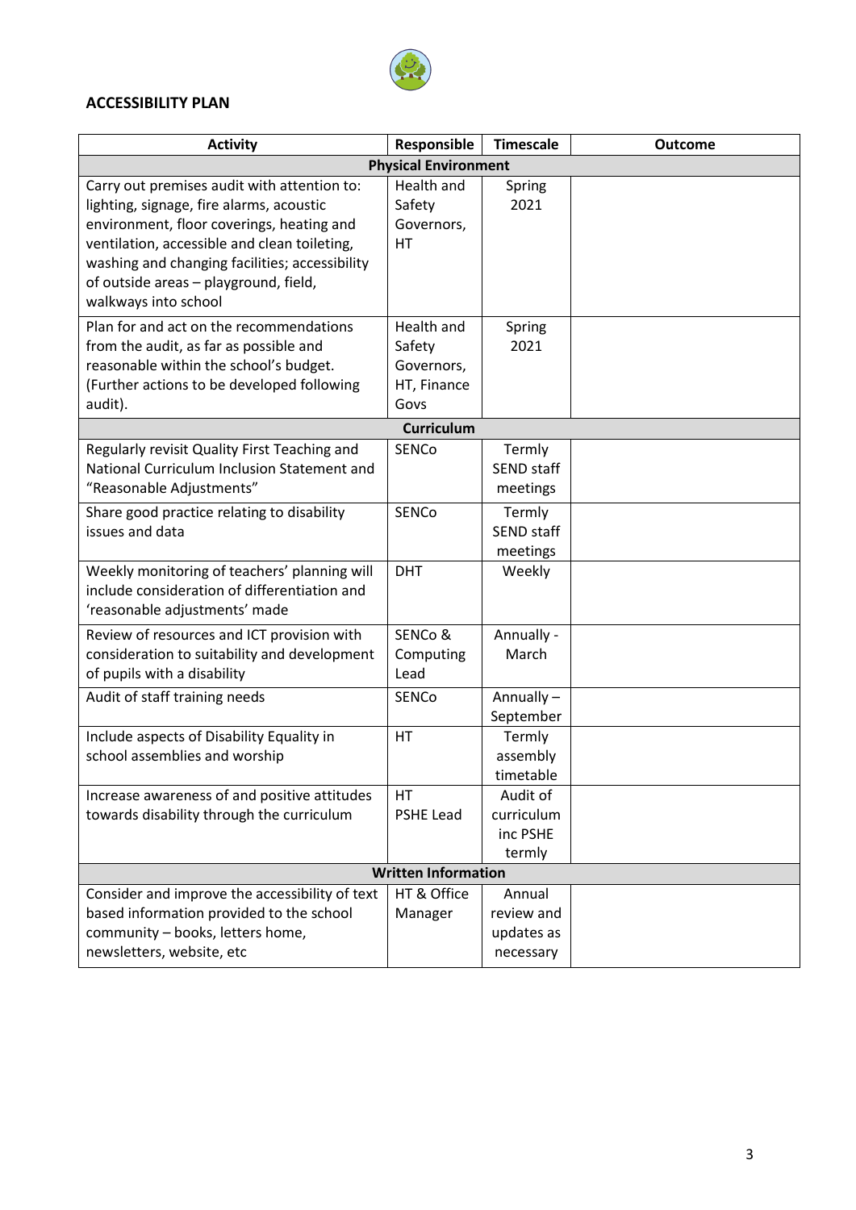**ACCESSIBILITY PLAN**

| Activity | Responsible | Timescale | Outcome |
|---|---|---|---|
| **Physical Environment** | | | |
| Carry out premises audit with attention to: lighting, signage, fire alarms, acoustic environment, floor coverings, heating and ventilation, accessible and clean toileting, washing and changing facilities; accessibility of outside areas – playground, field, walkways into school | Health and Safety Governors, HT | Spring 2021 | |
| Plan for and act on the recommendations from the audit, as far as possible and reasonable within the school's budget. (Further actions to be developed following audit). | Health and Safety Governors, HT, Finance Govs | Spring 2021 | |
| **Curriculum** | | | |
| Regularly revisit Quality First Teaching and National Curriculum Inclusion Statement and "Reasonable Adjustments" | SENCo | Termly SEND staff meetings | |
| Share good practice relating to disability issues and data | SENCo | Termly SEND staff meetings | |
| Weekly monitoring of teachers' planning will include consideration of differentiation and 'reasonable adjustments' made | DHT | Weekly | |
| Review of resources and ICT provision with consideration to suitability and development of pupils with a disability | SENCo & Computing Lead | Annually - March | |
| Audit of staff training needs | SENCo | Annually – September | |
| Include aspects of Disability Equality in school assemblies and worship | HT | Termly assembly timetable | |
| Increase awareness of and positive attitudes towards disability through the curriculum | HT PSHE Lead | Audit of curriculum inc PSHE termly | |
| **Written Information** | | | |
| Consider and improve the accessibility of text based information provided to the school community – books, letters home, newsletters, website, etc | HT & Office Manager | Annual review and updates as necessary | |